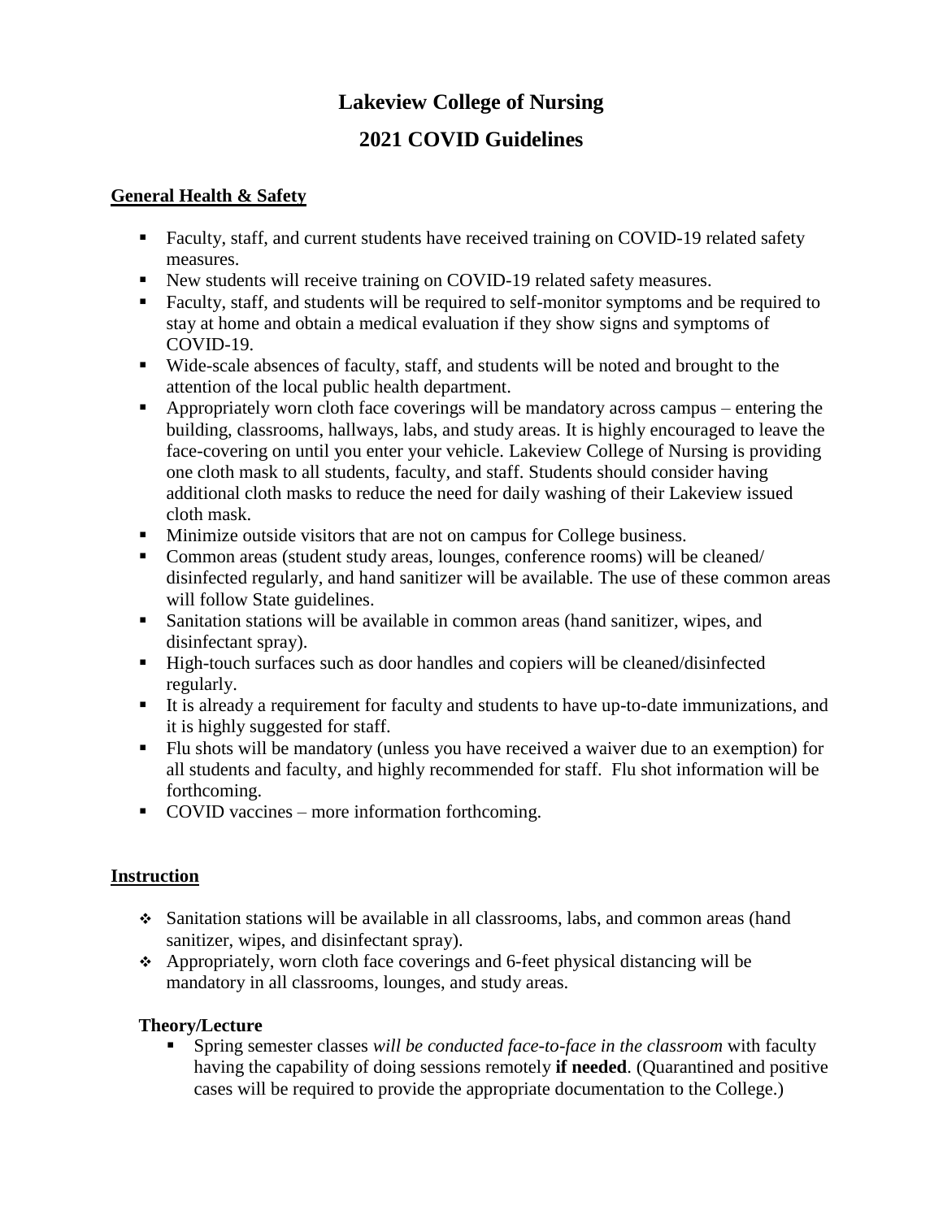# Lakeview College of Nursing

## 2021 COVID Guidelines

### General Health & Safety

- Faculty, staff, and current students have received training on COVID-19 related safety measures.
- New students will receive training on COVID-19 related safety measures.
- Faculty, staff, and students will be required to self-monitor symptoms and be required to stay at home and obtain a medical evaluation if they show signs and symptoms of COVID-19.
- Wide-scale absences of faculty, staff, and students will be noted and brought to the attention of the local public health department.
- Appropriately worn cloth face coverings will be mandatory across campus – entering the building, classrooms, hallways, labs, and study areas. It is highly encouraged to leave the face-covering on until you enter your vehicle. Lakeview College of Nursing is providing one cloth mask to all students, faculty, and staff. Students should consider having additional cloth masks to reduce the need for daily washing of their Lakeview issued cloth mask.
- Minimize outside visitors that are not on campus for College business.
- Common areas (student study areas, lounges, conference rooms) will be cleaned/ disinfected regularly, and hand sanitizer will be available. The use of these common areas will follow State guidelines.
- Sanitation stations will be available in common areas (hand sanitizer, wipes, and disinfectant spray).
- High-touch surfaces such as door handles and copiers will be cleaned/disinfected regularly.
- It is already a requirement for faculty and students to have up-to-date immunizations, and it is highly suggested for staff.
- Flu shots will be mandatory (unless you have received a waiver due to an exemption) for all students and faculty, and highly recommended for staff. Flu shot information will be forthcoming.
- COVID vaccines – more information forthcoming.

### Instruction

- Sanitation stations will be available in all classrooms, labs, and common areas (hand sanitizer, wipes, and disinfectant spray).
- Appropriately, worn cloth face coverings and 6-feet physical distancing will be mandatory in all classrooms, lounges, and study areas.

#### Theory/Lecture

- Spring semester classes *will be conducted face-to-face in the classroom* with faculty having the capability of doing sessions remotely **if needed**. (Quarantined and positive cases will be required to provide the appropriate documentation to the College.)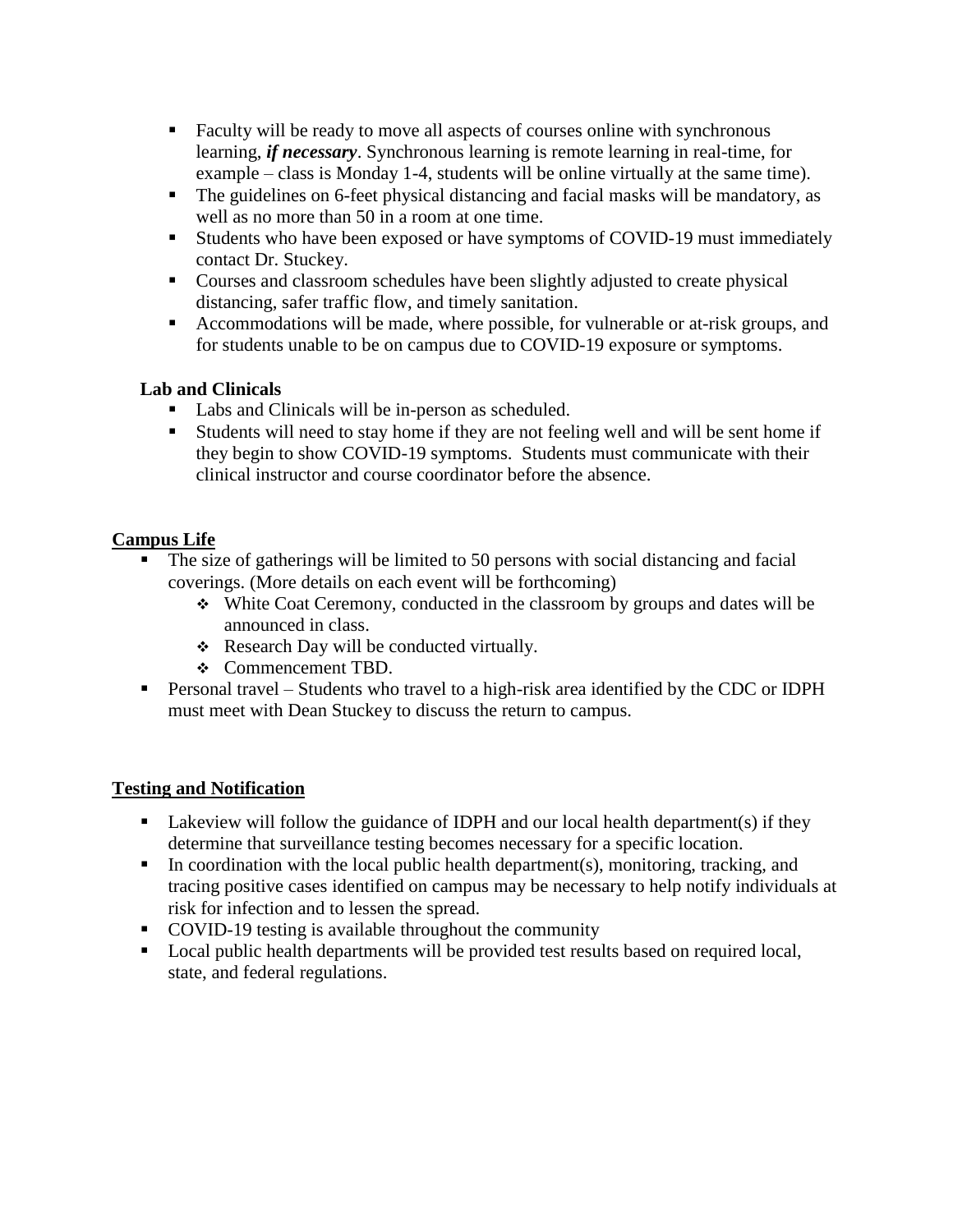- Faculty will be ready to move all aspects of courses online with synchronous learning, ***if necessary***. Synchronous learning is remote learning in real-time, for example – class is Monday 1-4, students will be online virtually at the same time).
- The guidelines on 6-feet physical distancing and facial masks will be mandatory, as well as no more than 50 in a room at one time.
- Students who have been exposed or have symptoms of COVID-19 must immediately contact Dr. Stuckey.
- Courses and classroom schedules have been slightly adjusted to create physical distancing, safer traffic flow, and timely sanitation.
- Accommodations will be made, where possible, for vulnerable or at-risk groups, and for students unable to be on campus due to COVID-19 exposure or symptoms.

**Lab and Clinicals**

- Labs and Clinicals will be in-person as scheduled.
- Students will need to stay home if they are not feeling well and will be sent home if they begin to show COVID-19 symptoms. Students must communicate with their clinical instructor and course coordinator before the absence.

## Campus Life

- The size of gatherings will be limited to 50 persons with social distancing and facial coverings. (More details on each event will be forthcoming)
  - White Coat Ceremony, conducted in the classroom by groups and dates will be announced in class.
  - Research Day will be conducted virtually.
  - Commencement TBD.
- Personal travel – Students who travel to a high-risk area identified by the CDC or IDPH must meet with Dean Stuckey to discuss the return to campus.

## Testing and Notification

- Lakeview will follow the guidance of IDPH and our local health department(s) if they determine that surveillance testing becomes necessary for a specific location.
- In coordination with the local public health department(s), monitoring, tracking, and tracing positive cases identified on campus may be necessary to help notify individuals at risk for infection and to lessen the spread.
- COVID-19 testing is available throughout the community
- Local public health departments will be provided test results based on required local, state, and federal regulations.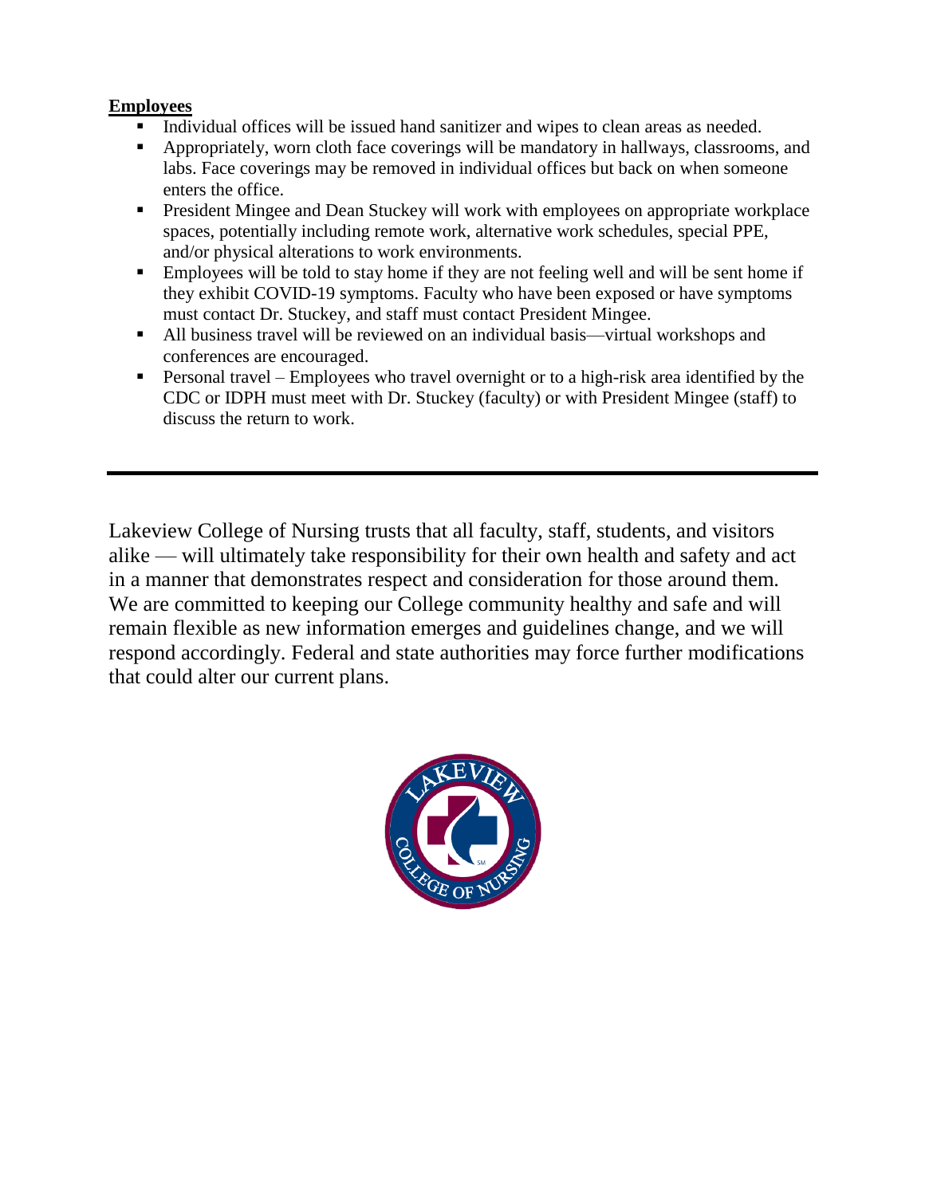**Employees**

- Individual offices will be issued hand sanitizer and wipes to clean areas as needed.
- Appropriately, worn cloth face coverings will be mandatory in hallways, classrooms, and labs. Face coverings may be removed in individual offices but back on when someone enters the office.
- President Mingee and Dean Stuckey will work with employees on appropriate workplace spaces, potentially including remote work, alternative work schedules, special PPE, and/or physical alterations to work environments.
- Employees will be told to stay home if they are not feeling well and will be sent home if they exhibit COVID-19 symptoms. Faculty who have been exposed or have symptoms must contact Dr. Stuckey, and staff must contact President Mingee.
- All business travel will be reviewed on an individual basis—virtual workshops and conferences are encouraged.
- Personal travel – Employees who travel overnight or to a high-risk area identified by the CDC or IDPH must meet with Dr. Stuckey (faculty) or with President Mingee (staff) to discuss the return to work.

---

Lakeview College of Nursing trusts that all faculty, staff, students, and visitors alike — will ultimately take responsibility for their own health and safety and act in a manner that demonstrates respect and consideration for those around them. We are committed to keeping our College community healthy and safe and will remain flexible as new information emerges and guidelines change, and we will respond accordingly. Federal and state authorities may force further modifications that could alter our current plans.